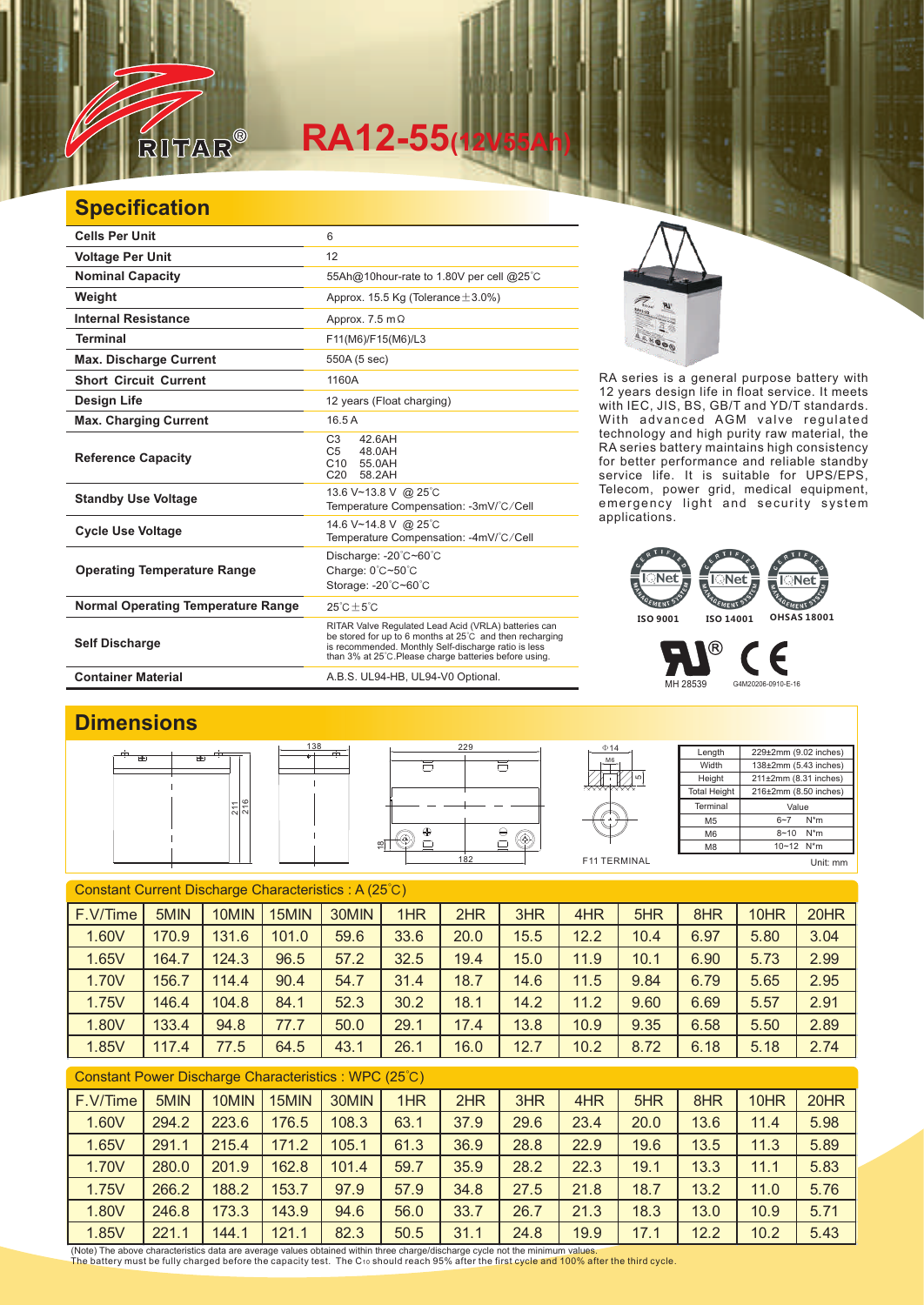# RA12-55(12V55Ah)

## Specification

| Specification | Value |
|---|---|
| **Cells Per Unit** | 6 |
| **Voltage Per Unit** | 12 |
| **Nominal Capacity** | 55Ah@10hour-rate to 1.80V per cell @25℃ |
| **Weight** | Approx. 15.5 Kg (Tolerance±3.0%) |
| **Internal Resistance** | Approx. 7.5 mΩ |
| **Terminal** | F11(M6)/F15(M6)/L3 |
| **Max. Discharge Current** | 550A (5 sec) |
| **Short Circuit Current** | 1160A |
| **Design Life** | 12 years (Float charging) |
| **Max. Charging Current** | 16.5 A |
| **Reference Capacity** | C3 42.6AH<br>C5 48.0AH<br>C10 55.0AH<br>C20 58.2AH |
| **Standby Use Voltage** | 13.6 V~13.8 V @ 25℃<br>Temperature Compensation: -3mV/℃/Cell |
| **Cycle Use Voltage** | 14.6 V~14.8 V @ 25℃<br>Temperature Compensation: -4mV/℃/Cell |
| **Operating Temperature Range** | Discharge: -20℃~60℃<br>Charge: 0℃~50℃<br>Storage: -20℃~60℃ |
| **Normal Operating Temperature Range** | 25℃±5℃ |
| **Self Discharge** | RITAR Valve Regulated Lead Acid (VRLA) batteries can be stored for up to 6 months at 25℃ and then recharging is recommended. Monthly Self-discharge ratio is less than 3% at 25℃.Please charge batteries before using. |
| **Container Material** | A.B.S. UL94-HB, UL94-V0 Optional. |

RA series is a general purpose battery with 12 years design life in float service. It meets with IEC, JIS, BS, GB/T and YD/T standards. With advanced AGM valve regulated technology and high purity raw material, the RA series battery maintains high consistency for better performance and reliable standby service life. It is suitable for UPS/EPS, Telecom, power grid, medical equipment, emergency light and security system applications.

ISO 9001 ISO 14001 OHSAS 18001

MH 28539 G4M20206-0910-E-16

## Dimensions

| Length | 229±2mm (9.02 inches) |
|---|---|
| Width | 138±2mm (5.43 inches) |
| Height | 211±2mm (8.31 inches) |
| Total Height | 216±2mm (8.50 inches) |
| **Terminal** | **Value** |
| M5 | 6~7 N*m |
| M6 | 8~10 N*m |
| M8 | 10~12 N*m |

F11 TERMINAL

Unit: mm

### Constant Current Discharge Characteristics : A (25℃)

| F.V/Time | 5MIN | 10MIN | 15MIN | 30MIN | 1HR | 2HR | 3HR | 4HR | 5HR | 8HR | 10HR | 20HR |
|---|---|---|---|---|---|---|---|---|---|---|---|---|
| 1.60V | 170.9 | 131.6 | 101.0 | 59.6 | 33.6 | 20.0 | 15.5 | 12.2 | 10.4 | 6.97 | 5.80 | 3.04 |
| 1.65V | 164.7 | 124.3 | 96.5 | 57.2 | 32.5 | 19.4 | 15.0 | 11.9 | 10.1 | 6.90 | 5.73 | 2.99 |
| 1.70V | 156.7 | 114.4 | 90.4 | 54.7 | 31.4 | 18.7 | 14.6 | 11.5 | 9.84 | 6.79 | 5.65 | 2.95 |
| 1.75V | 146.4 | 104.8 | 84.1 | 52.3 | 30.2 | 18.1 | 14.2 | 11.2 | 9.60 | 6.69 | 5.57 | 2.91 |
| 1.80V | 133.4 | 94.8 | 77.7 | 50.0 | 29.1 | 17.4 | 13.8 | 10.9 | 9.35 | 6.58 | 5.50 | 2.89 |
| 1.85V | 117.4 | 77.5 | 64.5 | 43.1 | 26.1 | 16.0 | 12.7 | 10.2 | 8.72 | 6.18 | 5.18 | 2.74 |

### Constant Power Discharge Characteristics : WPC (25℃)

| F.V/Time | 5MIN | 10MIN | 15MIN | 30MIN | 1HR | 2HR | 3HR | 4HR | 5HR | 8HR | 10HR | 20HR |
|---|---|---|---|---|---|---|---|---|---|---|---|---|
| 1.60V | 294.2 | 223.6 | 176.5 | 108.3 | 63.1 | 37.9 | 29.6 | 23.4 | 20.0 | 13.6 | 11.4 | 5.98 |
| 1.65V | 291.1 | 215.4 | 171.2 | 105.1 | 61.3 | 36.9 | 28.8 | 22.9 | 19.6 | 13.5 | 11.3 | 5.89 |
| 1.70V | 280.0 | 201.9 | 162.8 | 101.4 | 59.7 | 35.9 | 28.2 | 22.3 | 19.1 | 13.3 | 11.1 | 5.83 |
| 1.75V | 266.2 | 188.2 | 153.7 | 97.9 | 57.9 | 34.8 | 27.5 | 21.8 | 18.7 | 13.2 | 11.0 | 5.76 |
| 1.80V | 246.8 | 173.3 | 143.9 | 94.6 | 56.0 | 33.7 | 26.7 | 21.3 | 18.3 | 13.0 | 10.9 | 5.71 |
| 1.85V | 221.1 | 144.1 | 121.1 | 82.3 | 50.5 | 31.1 | 24.8 | 19.9 | 17.1 | 12.2 | 10.2 | 5.43 |

(Note) The above characteristics data are average values obtained within three charge/discharge cycle not the minimum values.
The battery must be fully charged before the capacity test. The $C_{10}$ should reach 95% after the first cycle and 100% after the third cycle.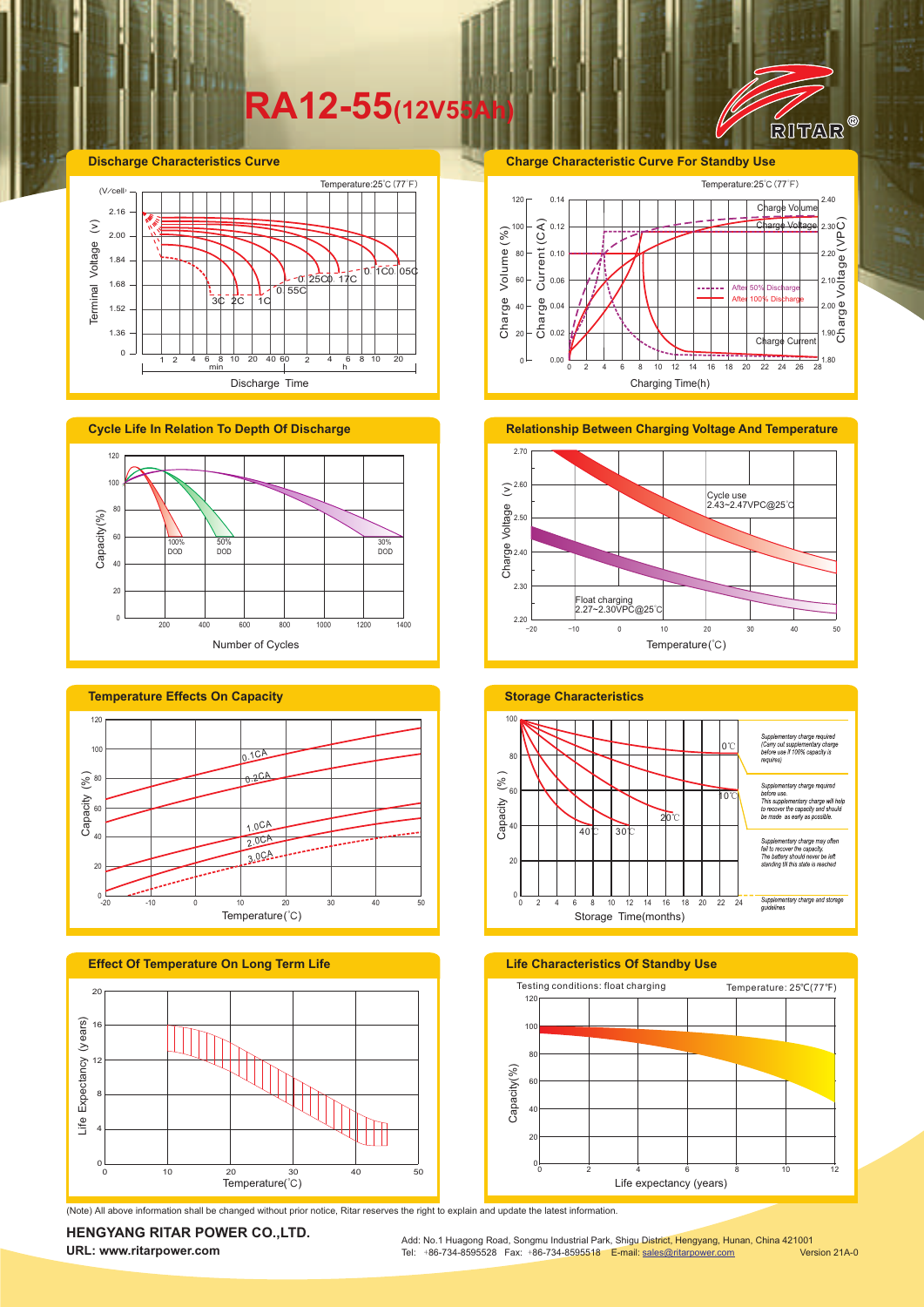# RA12-55(12V55Ah)

RITAR®

## Discharge Characteristics Curve

Temperature:25℃ (77℉)

(V/cell)

Terminal Voltage (v)

2.16
2.00
1.84
1.68
1.52
1.36
0

3C 2C 1C 0.55C 0.25C 0.17C 0.1C 0.05C

1 2 4 6 8 10 20 40 60 2 4 6 8 10 20

min h

Discharge Time

## Charge Characteristic Curve For Standby Use

Temperature:25℃ (77℉)

Charge Volume (%)
Charge Current (CA)
Charge Voltage (VPC)

120 0.14 2.40
100 0.12 2.30
80 0.10 2.20
60 0.06 2.10
40 0.04 2.00
20 0.02 1.90
0 0.00 1.80

Charge Volume
Charge Voltage
After 50% Discharge
After 100% Discharge
Charge Current

0 2 4 6 8 10 12 14 16 18 20 22 24 26 28

Charging Time(h)

## Cycle Life In Relation To Depth Of Discharge

Capacity(%)

120
100
80
60
40
20
0

100% DOD
50% DOD
30% DOD

200 400 600 800 1000 1200 1400

Number of Cycles

## Relationship Between Charging Voltage And Temperature

Charge Voltage (v)

2.70
2.60
2.50
2.40
2.30
2.20

Cycle use
2.43~2.47VPC@25℃

Float charging
2.27~2.30VPC@25℃

−20 −10 0 10 20 30 40 50

Temperature(℃)

## Temperature Effects On Capacity

Capacity (%)

120
100
80
60
40
20
0

0.1CA
0.2CA
1.0CA
2.0CA
3.0CA

-20 -10 0 10 20 30 40 50

Temperature(℃)

## Storage Characteristics

Capacity (%)

100
80
60
40
20
0

0℃
10℃
20℃
30℃
40℃

0 2 4 6 8 10 12 14 16 18 20 22 24

Storage Time(months)

Supplementary charge required (Carry out supplementary charge before use if 100% capacity is requires)

Supplementary charge required before use. This supplementary charge will help to recover the capacity and should be made as early as possible.

Supplementary charge may often fail to recover the capacity. The battery should never be left standing till this state is reached

Supplementary charge and storage guidelines

## Effect Of Temperature On Long Term Life

Life Expectancy (years)

20
16
12
8
4
0

0 10 20 30 40 50

Temperature(℃)

## Life Characteristics Of Standby Use

Testing conditions: float charging

Temperature: 25℃(77℉)

Capacity(%)

120
100
80
60
40
20
0

0 2 4 6 8 10 12

Life expectancy (years)

(Note) All above information shall be changed without prior notice, Ritar reserves the right to explain and update the latest information.

**HENGYANG RITAR POWER CO.,LTD.**

**URL: www.ritarpower.com**

Add: No.1 Huagong Road, Songmu Industrial Park, Shigu District, Hengyang, Hunan, China 421001

Tel: +86-734-8595528 Fax: +86-734-8595518 E-mail: sales@ritarpower.com

Version 21A-0